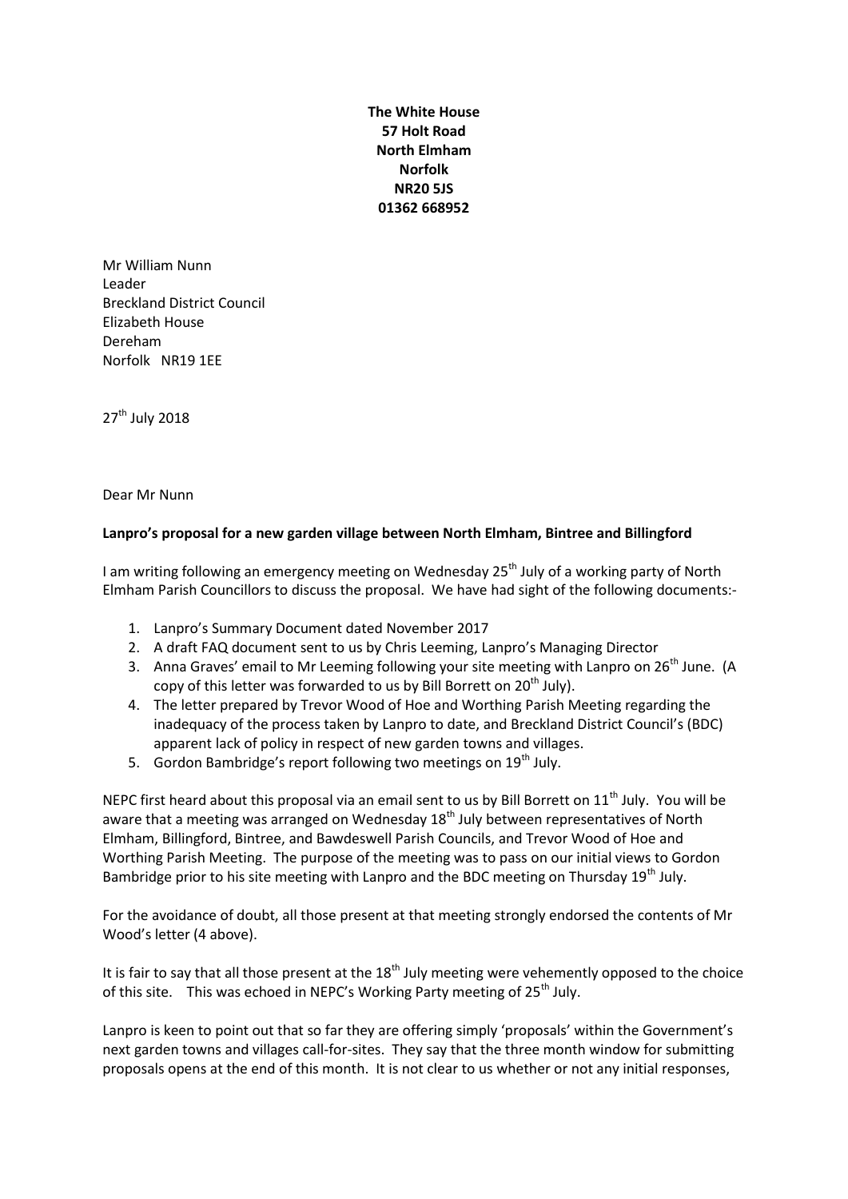**The White House**
**57 Holt Road**
**North Elmham**
**Norfolk**
**NR20 5JS**
**01362 668952**

Mr William Nunn
Leader
Breckland District Council
Elizabeth House
Dereham
Norfolk NR19 1EE

27th July 2018

Dear Mr Nunn

**Lanpro's proposal for a new garden village between North Elmham, Bintree and Billingford**

I am writing following an emergency meeting on Wednesday 25th July of a working party of North Elmham Parish Councillors to discuss the proposal. We have had sight of the following documents:-

1. Lanpro's Summary Document dated November 2017
2. A draft FAQ document sent to us by Chris Leeming, Lanpro's Managing Director
3. Anna Graves' email to Mr Leeming following your site meeting with Lanpro on 26th June. (A copy of this letter was forwarded to us by Bill Borrett on 20th July).
4. The letter prepared by Trevor Wood of Hoe and Worthing Parish Meeting regarding the inadequacy of the process taken by Lanpro to date, and Breckland District Council's (BDC) apparent lack of policy in respect of new garden towns and villages.
5. Gordon Bambridge's report following two meetings on 19th July.

NEPC first heard about this proposal via an email sent to us by Bill Borrett on 11th July. You will be aware that a meeting was arranged on Wednesday 18th July between representatives of North Elmham, Billingford, Bintree, and Bawdeswell Parish Councils, and Trevor Wood of Hoe and Worthing Parish Meeting. The purpose of the meeting was to pass on our initial views to Gordon Bambridge prior to his site meeting with Lanpro and the BDC meeting on Thursday 19th July.

For the avoidance of doubt, all those present at that meeting strongly endorsed the contents of Mr Wood's letter (4 above).

It is fair to say that all those present at the 18th July meeting were vehemently opposed to the choice of this site. This was echoed in NEPC's Working Party meeting of 25th July.

Lanpro is keen to point out that so far they are offering simply 'proposals' within the Government's next garden towns and villages call-for-sites. They say that the three month window for submitting proposals opens at the end of this month. It is not clear to us whether or not any initial responses,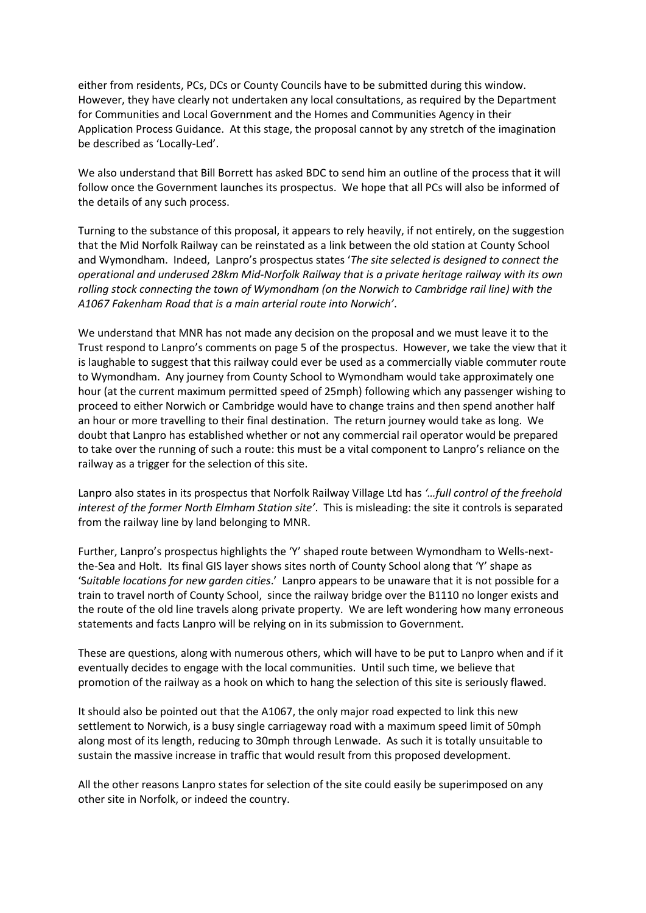either from residents, PCs, DCs or County Councils have to be submitted during this window. However, they have clearly not undertaken any local consultations, as required by the Department for Communities and Local Government and the Homes and Communities Agency in their Application Process Guidance. At this stage, the proposal cannot by any stretch of the imagination be described as 'Locally-Led'.

We also understand that Bill Borrett has asked BDC to send him an outline of the process that it will follow once the Government launches its prospectus. We hope that all PCs will also be informed of the details of any such process.

Turning to the substance of this proposal, it appears to rely heavily, if not entirely, on the suggestion that the Mid Norfolk Railway can be reinstated as a link between the old station at County School and Wymondham. Indeed, Lanpro's prospectus states '*The site selected is designed to connect the operational and underused 28km Mid-Norfolk Railway that is a private heritage railway with its own rolling stock connecting the town of Wymondham (on the Norwich to Cambridge rail line) with the A1067 Fakenham Road that is a main arterial route into Norwich'*.

We understand that MNR has not made any decision on the proposal and we must leave it to the Trust respond to Lanpro's comments on page 5 of the prospectus. However, we take the view that it is laughable to suggest that this railway could ever be used as a commercially viable commuter route to Wymondham. Any journey from County School to Wymondham would take approximately one hour (at the current maximum permitted speed of 25mph) following which any passenger wishing to proceed to either Norwich or Cambridge would have to change trains and then spend another half an hour or more travelling to their final destination. The return journey would take as long. We doubt that Lanpro has established whether or not any commercial rail operator would be prepared to take over the running of such a route: this must be a vital component to Lanpro's reliance on the railway as a trigger for the selection of this site.

Lanpro also states in its prospectus that Norfolk Railway Village Ltd has *'…full control of the freehold interest of the former North Elmham Station site'*. This is misleading: the site it controls is separated from the railway line by land belonging to MNR.

Further, Lanpro's prospectus highlights the 'Y' shaped route between Wymondham to Wells-next-the-Sea and Holt. Its final GIS layer shows sites north of County School along that 'Y' shape as '*Suitable locations for new garden cities*.' Lanpro appears to be unaware that it is not possible for a train to travel north of County School, since the railway bridge over the B1110 no longer exists and the route of the old line travels along private property. We are left wondering how many erroneous statements and facts Lanpro will be relying on in its submission to Government.

These are questions, along with numerous others, which will have to be put to Lanpro when and if it eventually decides to engage with the local communities. Until such time, we believe that promotion of the railway as a hook on which to hang the selection of this site is seriously flawed.

It should also be pointed out that the A1067, the only major road expected to link this new settlement to Norwich, is a busy single carriageway road with a maximum speed limit of 50mph along most of its length, reducing to 30mph through Lenwade. As such it is totally unsuitable to sustain the massive increase in traffic that would result from this proposed development.

All the other reasons Lanpro states for selection of the site could easily be superimposed on any other site in Norfolk, or indeed the country.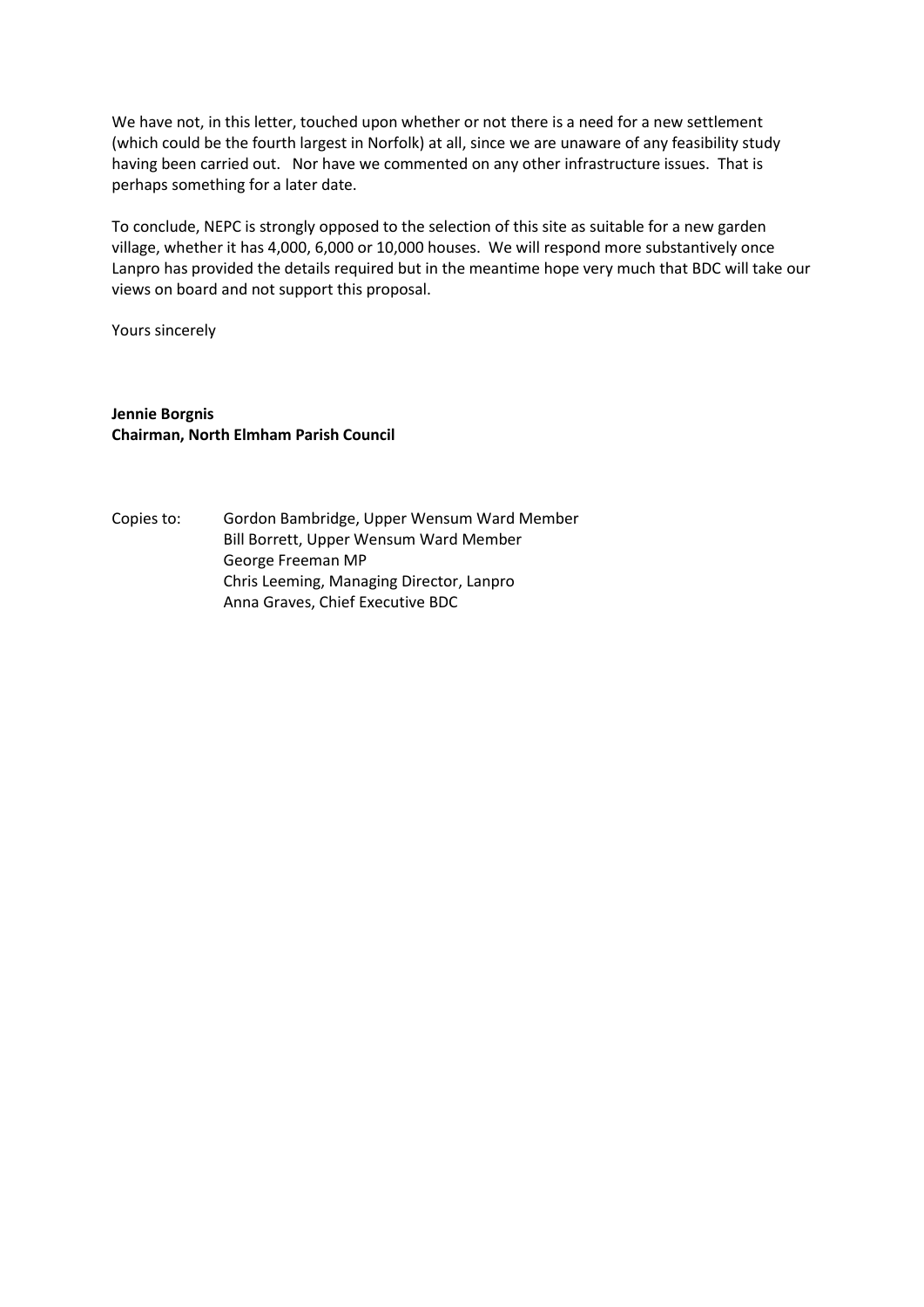We have not, in this letter, touched upon whether or not there is a need for a new settlement (which could be the fourth largest in Norfolk) at all, since we are unaware of any feasibility study having been carried out. Nor have we commented on any other infrastructure issues. That is perhaps something for a later date.

To conclude, NEPC is strongly opposed to the selection of this site as suitable for a new garden village, whether it has 4,000, 6,000 or 10,000 houses. We will respond more substantively once Lanpro has provided the details required but in the meantime hope very much that BDC will take our views on board and not support this proposal.

Yours sincerely

**Jennie Borgnis**
**Chairman, North Elmham Parish Council**

Copies to: Gordon Bambridge, Upper Wensum Ward Member
Bill Borrett, Upper Wensum Ward Member
George Freeman MP
Chris Leeming, Managing Director, Lanpro
Anna Graves, Chief Executive BDC